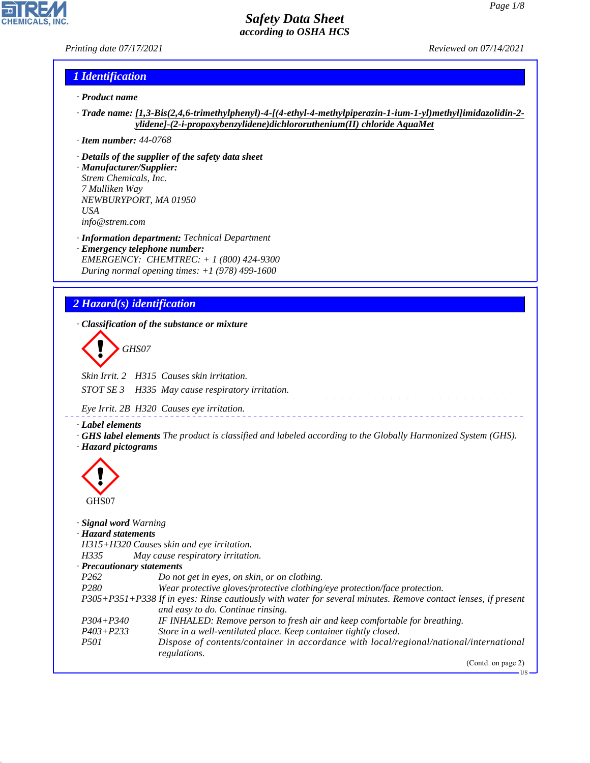# Safety Data Sheet
## according to OSHA HCS

Printing date 07/17/2021 Reviewed on 07/14/2021

## 1 Identification

· **Product name**

· **Trade name:** **[1,3-Bis(2,4,6-trimethylphenyl)-4-[(4-ethyl-4-methylpiperazin-1-ium-1-yl)methyl]imidazolidin-2-ylidene]-(2-i-propoxybenzylidene)dichlororuthenium(II) chloride AquaMet**

· **Item number:** 44-0768

· **Details of the supplier of the safety data sheet**

· **Manufacturer/Supplier:**
Strem Chemicals, Inc.
7 Mulliken Way
NEWBURYPORT, MA 01950
USA
info@strem.com

· **Information department:** Technical Department

· **Emergency telephone number:**
EMERGENCY: CHEMTREC: + 1 (800) 424-9300
During normal opening times: +1 (978) 499-1600

## 2 Hazard(s) identification

· **Classification of the substance or mixture**

GHS07

Skin Irrit. 2 H315 Causes skin irritation.

STOT SE 3 H335 May cause respiratory irritation.

Eye Irrit. 2B H320 Causes eye irritation.

· **Label elements**

· **GHS label elements** The product is classified and labeled according to the Globally Harmonized System (GHS).

· **Hazard pictograms**

GHS07

· **Signal word** Warning

· **Hazard statements**
H315+H320 Causes skin and eye irritation.
H335 May cause respiratory irritation.

· **Precautionary statements**

| | |
|---|---|
| P262 | Do not get in eyes, on skin, or on clothing. |
| P280 | Wear protective gloves/protective clothing/eye protection/face protection. |
| P305+P351+P338 | If in eyes: Rinse cautiously with water for several minutes. Remove contact lenses, if present and easy to do. Continue rinsing. |
| P304+P340 | IF INHALED: Remove person to fresh air and keep comfortable for breathing. |
| P403+P233 | Store in a well-ventilated place. Keep container tightly closed. |
| P501 | Dispose of contents/container in accordance with local/regional/national/international regulations. |

(Contd. on page 2)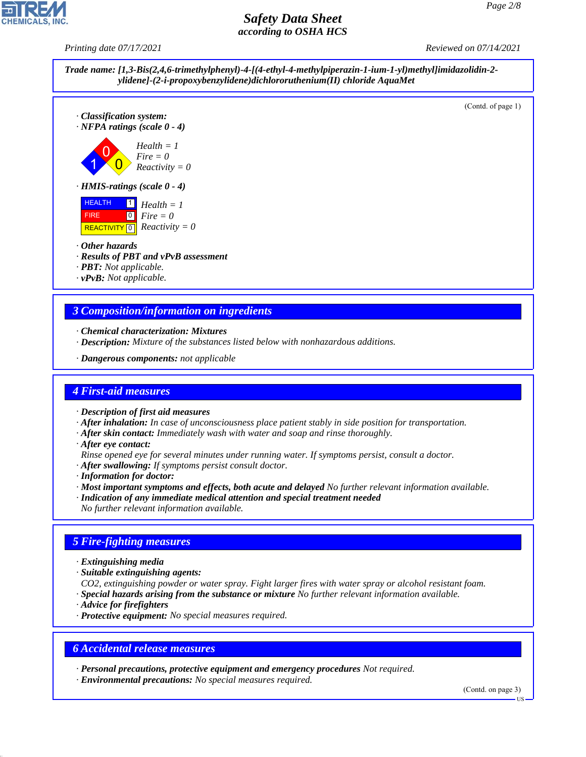**Trade name: [1,3-Bis(2,4,6-trimethylphenyl)-4-[(4-ethyl-4-methylpiperazin-1-ium-1-yl)methyl]imidazolidin-2-ylidene]-(2-i-propoxybenzylidene)dichlororuthenium(II) chloride AquaMet**

(Contd. of page 1)

· **Classification system:**
· **NFPA ratings (scale 0 - 4)**

Health = 1
Fire = 0
Reactivity = 0

· **HMIS-ratings (scale 0 - 4)**

| | | |
|---|---|---|
| HEALTH | 1 | Health = 1 |
| FIRE | 0 | Fire = 0 |
| REACTIVITY | 0 | Reactivity = 0 |

· **Other hazards**
· **Results of PBT and vPvB assessment**
· **PBT:** Not applicable.
· **vPvB:** Not applicable.

## 3 Composition/information on ingredients

· **Chemical characterization: Mixtures**
· **Description:** Mixture of the substances listed below with nonhazardous additions.

· **Dangerous components:** not applicable

## 4 First-aid measures

· **Description of first aid measures**
· **After inhalation:** In case of unconsciousness place patient stably in side position for transportation.
· **After skin contact:** Immediately wash with water and soap and rinse thoroughly.
· **After eye contact:**
Rinse opened eye for several minutes under running water. If symptoms persist, consult a doctor.
· **After swallowing:** If symptoms persist consult doctor.
· **Information for doctor:**
· **Most important symptoms and effects, both acute and delayed** No further relevant information available.
· **Indication of any immediate medical attention and special treatment needed**
No further relevant information available.

## 5 Fire-fighting measures

· **Extinguishing media**
· **Suitable extinguishing agents:**
$CO_2$, extinguishing powder or water spray. Fight larger fires with water spray or alcohol resistant foam.
· **Special hazards arising from the substance or mixture** No further relevant information available.
· **Advice for firefighters**
· **Protective equipment:** No special measures required.

## 6 Accidental release measures

· **Personal precautions, protective equipment and emergency procedures** Not required.
· **Environmental precautions:** No special measures required.

(Contd. on page 3)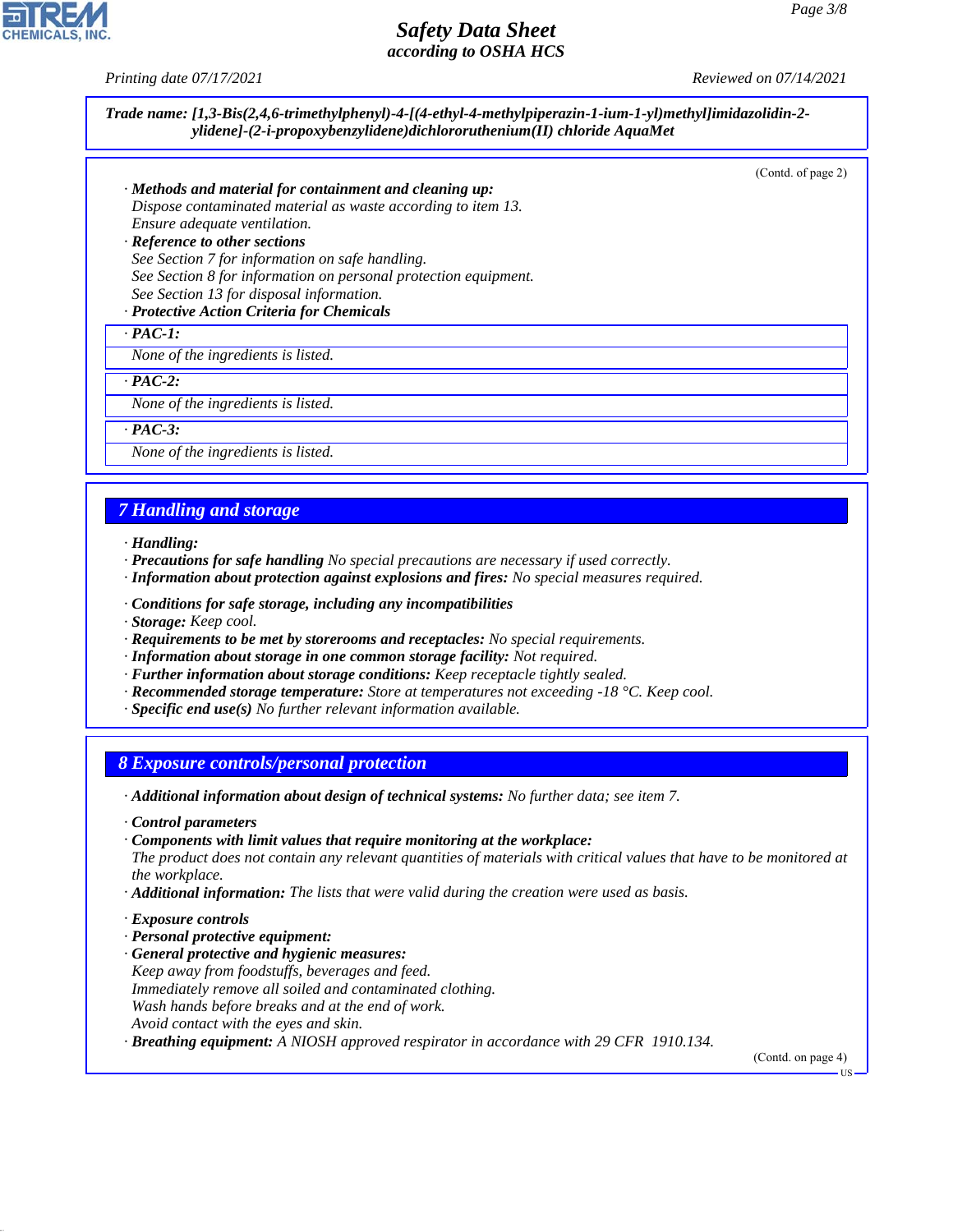Trade name: [1,3-Bis(2,4,6-trimethylphenyl)-4-[(4-ethyl-4-methylpiperazin-1-ium-1-yl)methyl]imidazolidin-2-ylidene]-(2-i-propoxybenzylidene)dichlororuthenium(II) chloride AquaMet

(Contd. of page 2)

· **Methods and material for containment and cleaning up:**
Dispose contaminated material as waste according to item 13.
Ensure adequate ventilation.

· **Reference to other sections**
See Section 7 for information on safe handling.
See Section 8 for information on personal protection equipment.
See Section 13 for disposal information.

· **Protective Action Criteria for Chemicals**

· **PAC-1:**
None of the ingredients is listed.

· **PAC-2:**
None of the ingredients is listed.

· **PAC-3:**
None of the ingredients is listed.

## 7 Handling and storage

· **Handling:**
· **Precautions for safe handling** No special precautions are necessary if used correctly.
· **Information about protection against explosions and fires:** No special measures required.

· **Conditions for safe storage, including any incompatibilities**
· **Storage:** Keep cool.
· **Requirements to be met by storerooms and receptacles:** No special requirements.
· **Information about storage in one common storage facility:** Not required.
· **Further information about storage conditions:** Keep receptacle tightly sealed.
· **Recommended storage temperature:** Store at temperatures not exceeding -18 °C. Keep cool.
· **Specific end use(s)** No further relevant information available.

## 8 Exposure controls/personal protection

· **Additional information about design of technical systems:** No further data; see item 7.

· **Control parameters**
· **Components with limit values that require monitoring at the workplace:**
The product does not contain any relevant quantities of materials with critical values that have to be monitored at the workplace.
· **Additional information:** The lists that were valid during the creation were used as basis.

· **Exposure controls**
· **Personal protective equipment:**
· **General protective and hygienic measures:**
Keep away from foodstuffs, beverages and feed.
Immediately remove all soiled and contaminated clothing.
Wash hands before breaks and at the end of work.
Avoid contact with the eyes and skin.
· **Breathing equipment:** A NIOSH approved respirator in accordance with 29 CFR 1910.134.

(Contd. on page 4)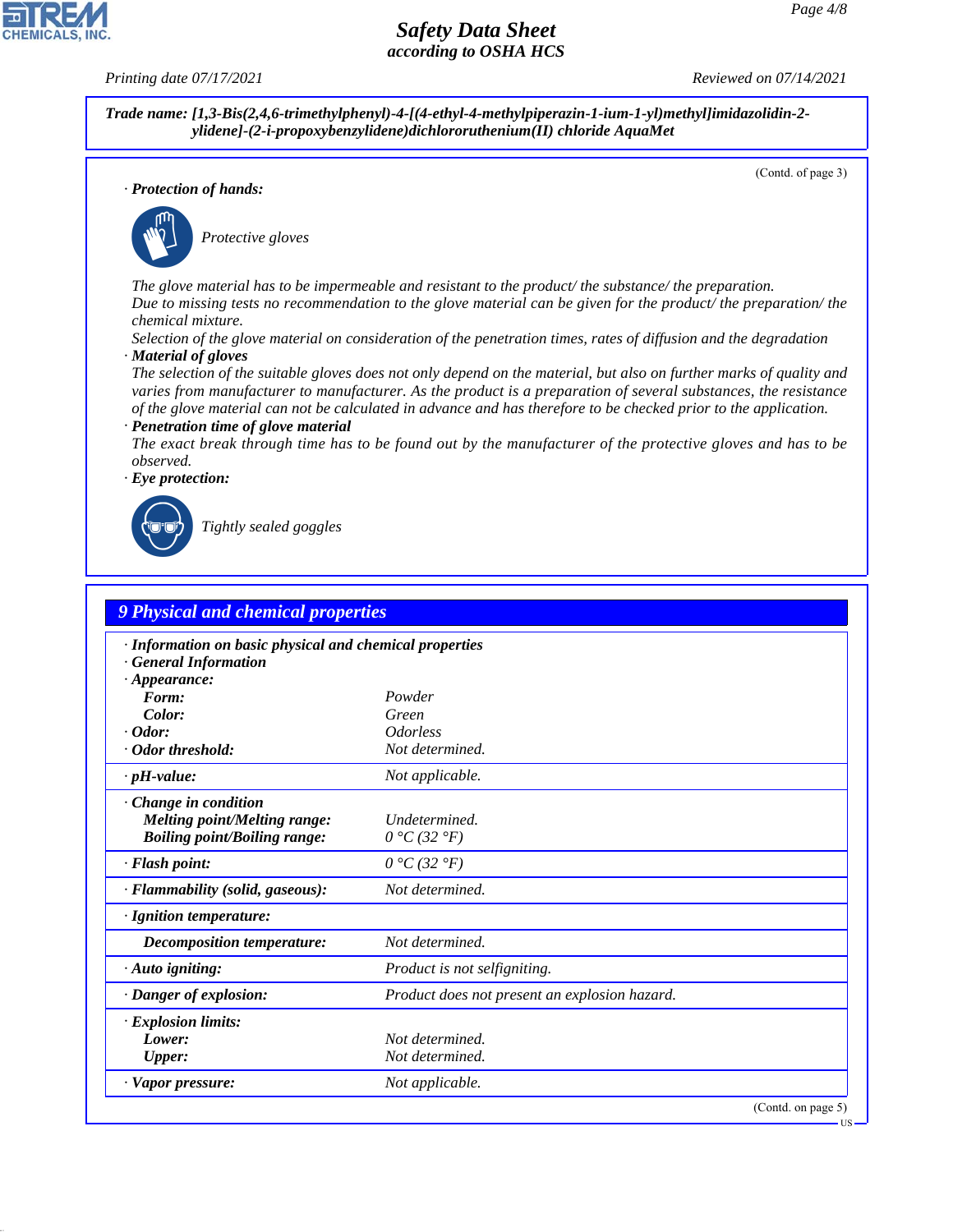**Trade name: [1,3-Bis(2,4,6-trimethylphenyl)-4-[(4-ethyl-4-methylpiperazin-1-ium-1-yl)methyl]imidazolidin-2-ylidene]-(2-i-propoxybenzylidene)dichlororuthenium(II) chloride AquaMet**

(Contd. of page 3)

· **Protection of hands:**

*Protective gloves*

*The glove material has to be impermeable and resistant to the product/ the substance/ the preparation.*
*Due to missing tests no recommendation to the glove material can be given for the product/ the preparation/ the chemical mixture.*
*Selection of the glove material on consideration of the penetration times, rates of diffusion and the degradation*

· **Material of gloves**
*The selection of the suitable gloves does not only depend on the material, but also on further marks of quality and varies from manufacturer to manufacturer. As the product is a preparation of several substances, the resistance of the glove material can not be calculated in advance and has therefore to be checked prior to the application.*

· **Penetration time of glove material**
*The exact break through time has to be found out by the manufacturer of the protective gloves and has to be observed.*

· **Eye protection:**

*Tightly sealed goggles*

## 9 Physical and chemical properties

· **Information on basic physical and chemical properties**
· **General Information**

| Property | Value |
|---|---|
| · **Appearance:** | |
| **Form:** | Powder |
| **Color:** | Green |
| · **Odor:** | Odorless |
| · **Odor threshold:** | Not determined. |
| · **pH-value:** | Not applicable. |
| · **Change in condition** | |
| **Melting point/Melting range:** | Undetermined. |
| **Boiling point/Boiling range:** | 0 °C (32 °F) |
| · **Flash point:** | 0 °C (32 °F) |
| · **Flammability (solid, gaseous):** | Not determined. |
| · **Ignition temperature:** | |
| **Decomposition temperature:** | Not determined. |
| · **Auto igniting:** | Product is not selfigniting. |
| · **Danger of explosion:** | Product does not present an explosion hazard. |
| · **Explosion limits:** | |
| **Lower:** | Not determined. |
| **Upper:** | Not determined. |
| · **Vapor pressure:** | Not applicable. |

(Contd. on page 5)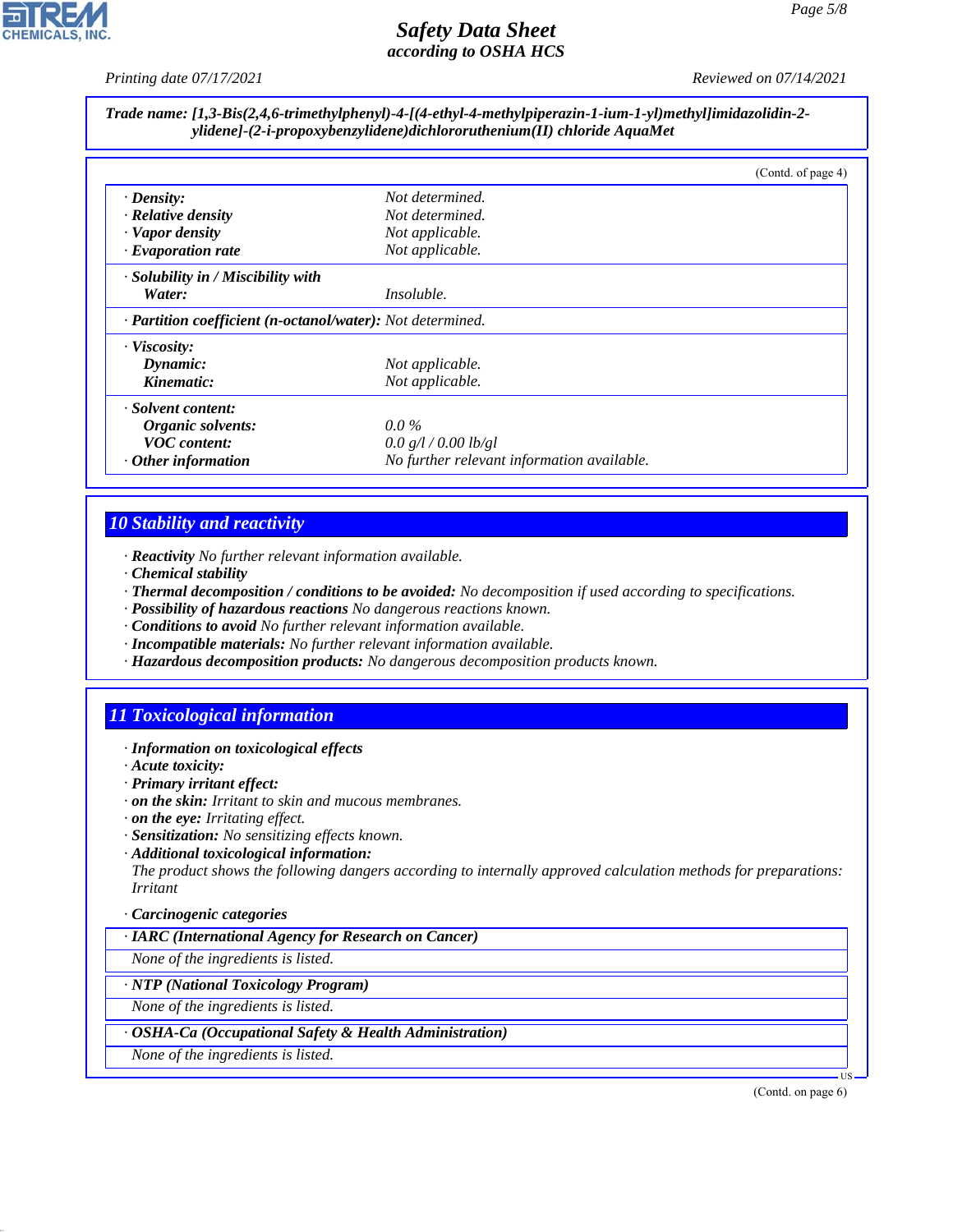**Trade name: [1,3-Bis(2,4,6-trimethylphenyl)-4-[(4-ethyl-4-methylpiperazin-1-ium-1-yl)methyl]imidazolidin-2-ylidene]-(2-i-propoxybenzylidene)dichlororuthenium(II) chloride AquaMet**

(Contd. of page 4)

| | |
|---|---|
| · **Density:** | Not determined. |
| · **Relative density** | Not determined. |
| · **Vapor density** | Not applicable. |
| · **Evaporation rate** | Not applicable. |
| · **Solubility in / Miscibility with** | |
| **Water:** | Insoluble. |
| · **Partition coefficient (n-octanol/water):** | Not determined. |
| · **Viscosity:** | |
| **Dynamic:** | Not applicable. |
| **Kinematic:** | Not applicable. |
| · **Solvent content:** | |
| **Organic solvents:** | 0.0 % |
| **VOC content:** | 0.0 g/l / 0.00 lb/gl |
| · **Other information** | No further relevant information available. |

## 10 Stability and reactivity

· **Reactivity** No further relevant information available.
· **Chemical stability**
· **Thermal decomposition / conditions to be avoided:** No decomposition if used according to specifications.
· **Possibility of hazardous reactions** No dangerous reactions known.
· **Conditions to avoid** No further relevant information available.
· **Incompatible materials:** No further relevant information available.
· **Hazardous decomposition products:** No dangerous decomposition products known.

## 11 Toxicological information

· **Information on toxicological effects**
· **Acute toxicity:**
· **Primary irritant effect:**
· **on the skin:** Irritant to skin and mucous membranes.
· **on the eye:** Irritating effect.
· **Sensitization:** No sensitizing effects known.
· **Additional toxicological information:**
The product shows the following dangers according to internally approved calculation methods for preparations:
Irritant

· **Carcinogenic categories**

| · **IARC (International Agency for Research on Cancer)** |
|---|
| None of the ingredients is listed. |

| · **NTP (National Toxicology Program)** |
|---|
| None of the ingredients is listed. |

| · **OSHA-Ca (Occupational Safety & Health Administration)** |
|---|
| None of the ingredients is listed. |

(Contd. on page 6)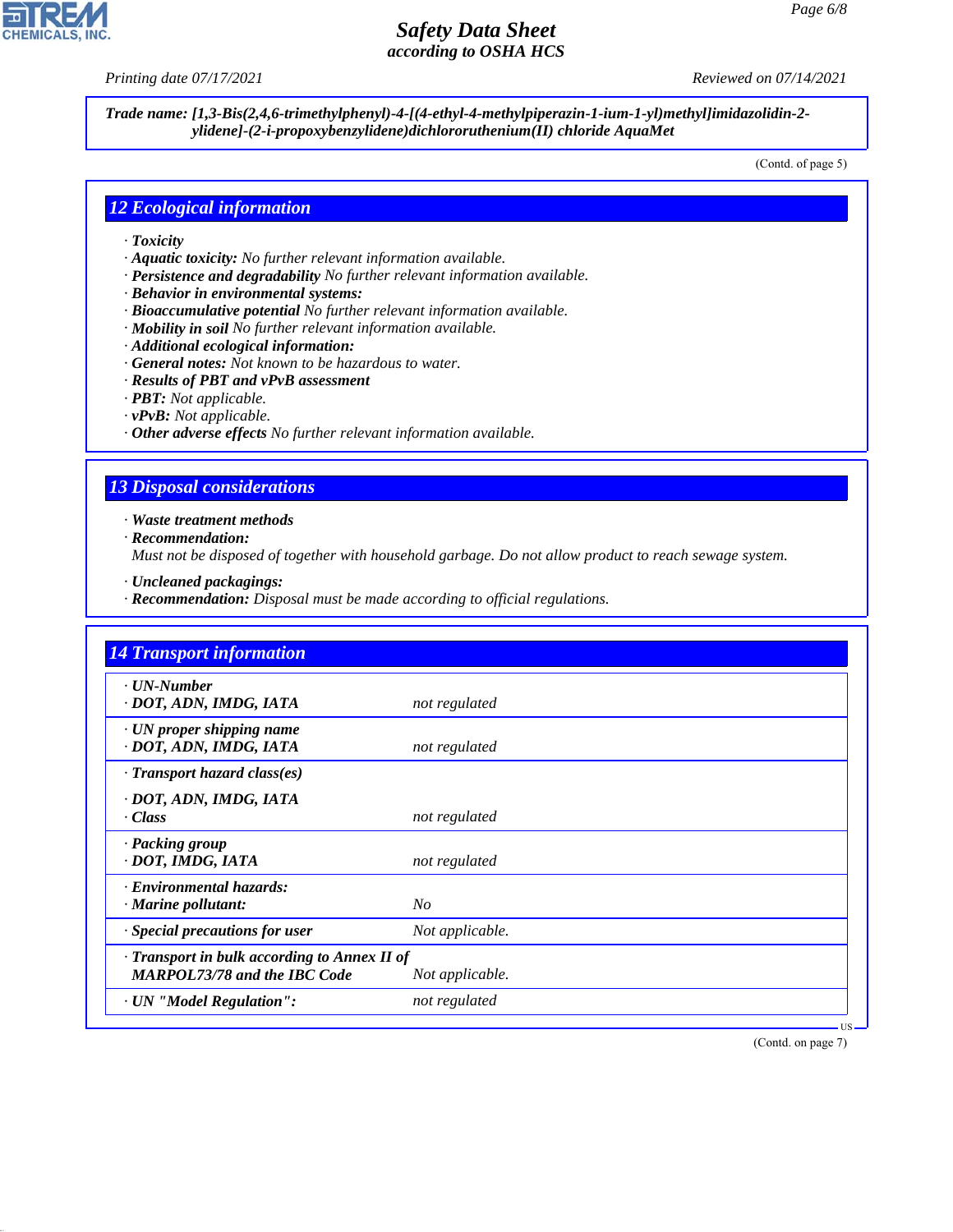**Trade name: [1,3-Bis(2,4,6-trimethylphenyl)-4-[(4-ethyl-4-methylpiperazin-1-ium-1-yl)methyl]imidazolidin-2-ylidene]-(2-i-propoxybenzylidene)dichlororuthenium(II) chloride AquaMet**

(Contd. of page 5)

## 12 Ecological information

- · ***Toxicity***
- · ***Aquatic toxicity:*** *No further relevant information available.*
- · ***Persistence and degradability*** *No further relevant information available.*
- · ***Behavior in environmental systems:***
- · ***Bioaccumulative potential*** *No further relevant information available.*
- · ***Mobility in soil*** *No further relevant information available.*
- · ***Additional ecological information:***
- · ***General notes:*** *Not known to be hazardous to water.*
- · ***Results of PBT and vPvB assessment***
- · ***PBT:*** *Not applicable.*
- · ***vPvB:*** *Not applicable.*
- · ***Other adverse effects*** *No further relevant information available.*

## 13 Disposal considerations

- · ***Waste treatment methods***
- · ***Recommendation:***
  *Must not be disposed of together with household garbage. Do not allow product to reach sewage system.*
- · ***Uncleaned packagings:***
- · ***Recommendation:*** *Disposal must be made according to official regulations.*

## 14 Transport information

| | |
|---|---|
| · ***UN-Number*** | |
| · ***DOT, ADN, IMDG, IATA*** | *not regulated* |
| · ***UN proper shipping name*** | |
| · ***DOT, ADN, IMDG, IATA*** | *not regulated* |
| · ***Transport hazard class(es)*** | |
| · ***DOT, ADN, IMDG, IATA*** | |
| · ***Class*** | *not regulated* |
| · ***Packing group*** | |
| · ***DOT, IMDG, IATA*** | *not regulated* |
| · ***Environmental hazards:*** | |
| · ***Marine pollutant:*** | *No* |
| · ***Special precautions for user*** | *Not applicable.* |
| · ***Transport in bulk according to Annex II of MARPOL73/78 and the IBC Code*** | *Not applicable.* |
| · ***UN "Model Regulation":*** | *not regulated* |

(Contd. on page 7)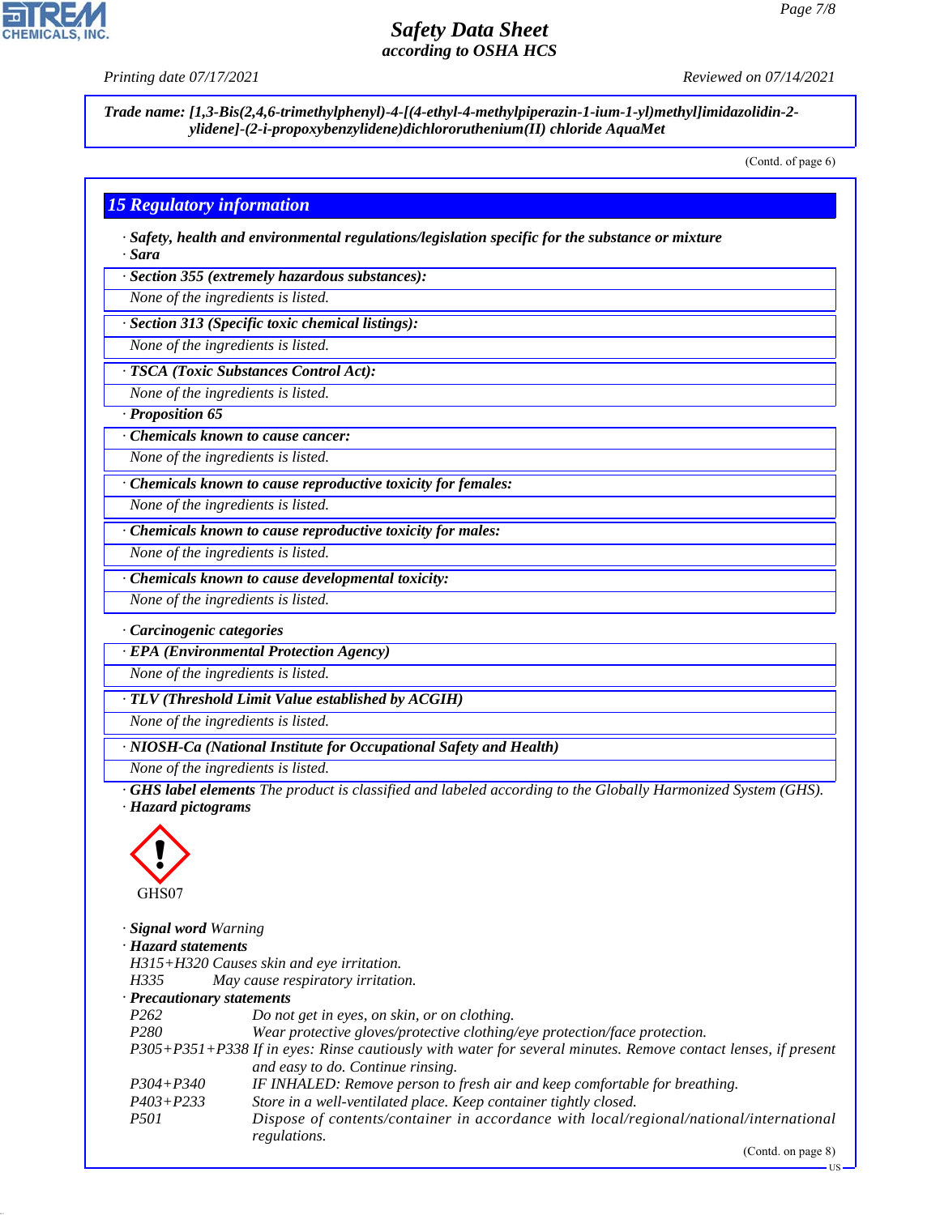Trade name: [1,3-Bis(2,4,6-trimethylphenyl)-4-[(4-ethyl-4-methylpiperazin-1-ium-1-yl)methyl]imidazolidin-2-ylidene]-(2-i-propoxybenzylidene)dichlororuthenium(II) chloride AquaMet

(Contd. of page 6)

## 15 Regulatory information

· **Safety, health and environmental regulations/legislation specific for the substance or mixture**

· **Sara**

· **Section 355 (extremely hazardous substances):**

None of the ingredients is listed.

· **Section 313 (Specific toxic chemical listings):**

None of the ingredients is listed.

· **TSCA (Toxic Substances Control Act):**

None of the ingredients is listed.

· **Proposition 65**

· **Chemicals known to cause cancer:**

None of the ingredients is listed.

· **Chemicals known to cause reproductive toxicity for females:**

None of the ingredients is listed.

· **Chemicals known to cause reproductive toxicity for males:**

None of the ingredients is listed.

· **Chemicals known to cause developmental toxicity:**

None of the ingredients is listed.

· **Carcinogenic categories**

· **EPA (Environmental Protection Agency)**

None of the ingredients is listed.

· **TLV (Threshold Limit Value established by ACGIH)**

None of the ingredients is listed.

· **NIOSH-Ca (National Institute for Occupational Safety and Health)**

None of the ingredients is listed.

· **GHS label elements** The product is classified and labeled according to the Globally Harmonized System (GHS).

· **Hazard pictograms**

GHS07

· **Signal word** Warning

· **Hazard statements**

H315+H320 Causes skin and eye irritation.

H335 May cause respiratory irritation.

· **Precautionary statements**

| | |
|---|---|
| P262 | Do not get in eyes, on skin, or on clothing. |
| P280 | Wear protective gloves/protective clothing/eye protection/face protection. |
| P305+P351+P338 | If in eyes: Rinse cautiously with water for several minutes. Remove contact lenses, if present and easy to do. Continue rinsing. |
| P304+P340 | IF INHALED: Remove person to fresh air and keep comfortable for breathing. |
| P403+P233 | Store in a well-ventilated place. Keep container tightly closed. |
| P501 | Dispose of contents/container in accordance with local/regional/national/international regulations. |

(Contd. on page 8)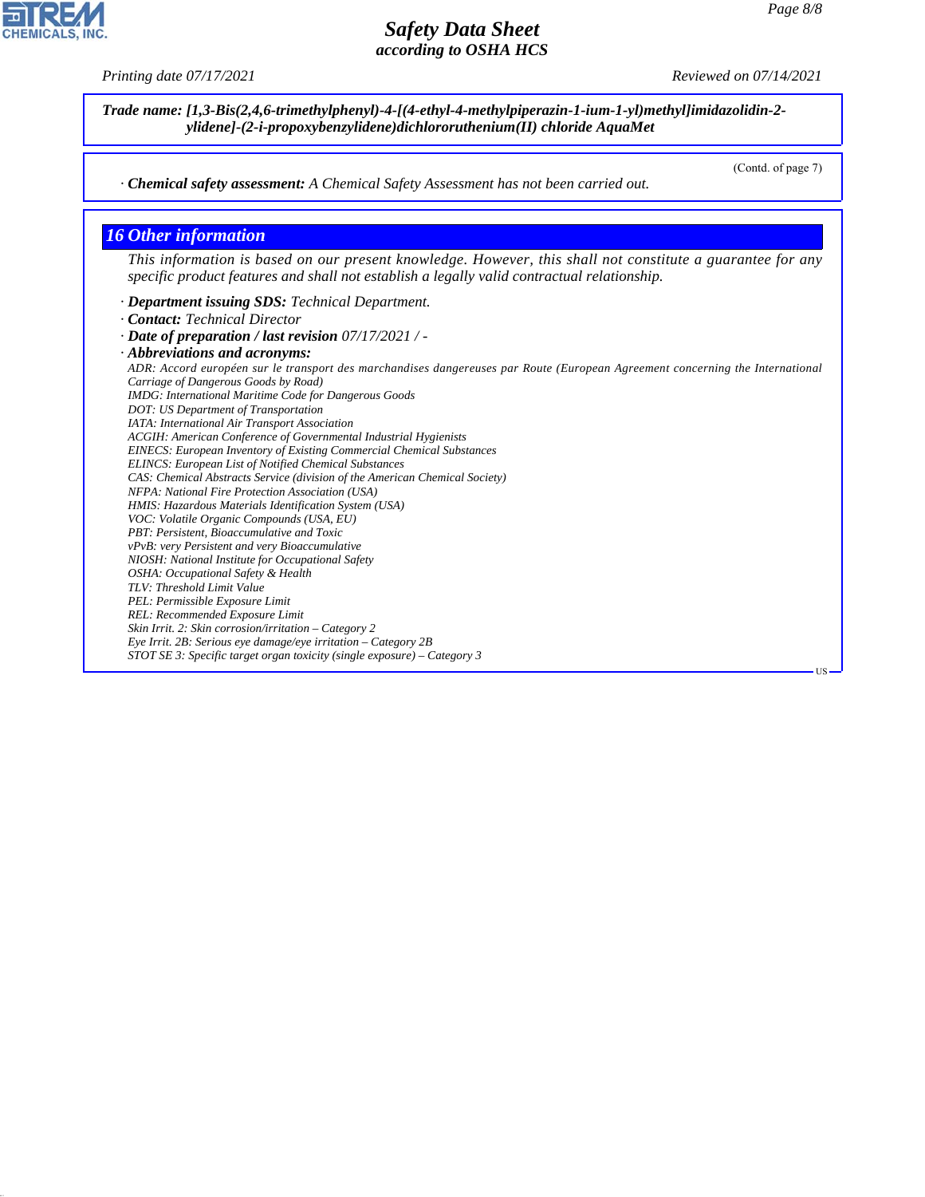**Trade name: [1,3-Bis(2,4,6-trimethylphenyl)-4-[(4-ethyl-4-methylpiperazin-1-ium-1-yl)methyl]imidazolidin-2-ylidene]-(2-i-propoxybenzylidene)dichlororuthenium(II) chloride AquaMet**

(Contd. of page 7)

· **Chemical safety assessment:** A Chemical Safety Assessment has not been carried out.

## 16 Other information

This information is based on our present knowledge. However, this shall not constitute a guarantee for any specific product features and shall not establish a legally valid contractual relationship.

· **Department issuing SDS:** Technical Department.
· **Contact:** Technical Director
· **Date of preparation / last revision** 07/17/2021 / -
· **Abbreviations and acronyms:**
ADR: Accord européen sur le transport des marchandises dangereuses par Route (European Agreement concerning the International Carriage of Dangerous Goods by Road)
IMDG: International Maritime Code for Dangerous Goods
DOT: US Department of Transportation
IATA: International Air Transport Association
ACGIH: American Conference of Governmental Industrial Hygienists
EINECS: European Inventory of Existing Commercial Chemical Substances
ELINCS: European List of Notified Chemical Substances
CAS: Chemical Abstracts Service (division of the American Chemical Society)
NFPA: National Fire Protection Association (USA)
HMIS: Hazardous Materials Identification System (USA)
VOC: Volatile Organic Compounds (USA, EU)
PBT: Persistent, Bioaccumulative and Toxic
vPvB: very Persistent and very Bioaccumulative
NIOSH: National Institute for Occupational Safety
OSHA: Occupational Safety & Health
TLV: Threshold Limit Value
PEL: Permissible Exposure Limit
REL: Recommended Exposure Limit
Skin Irrit. 2: Skin corrosion/irritation – Category 2
Eye Irrit. 2B: Serious eye damage/eye irritation – Category 2B
STOT SE 3: Specific target organ toxicity (single exposure) – Category 3

US